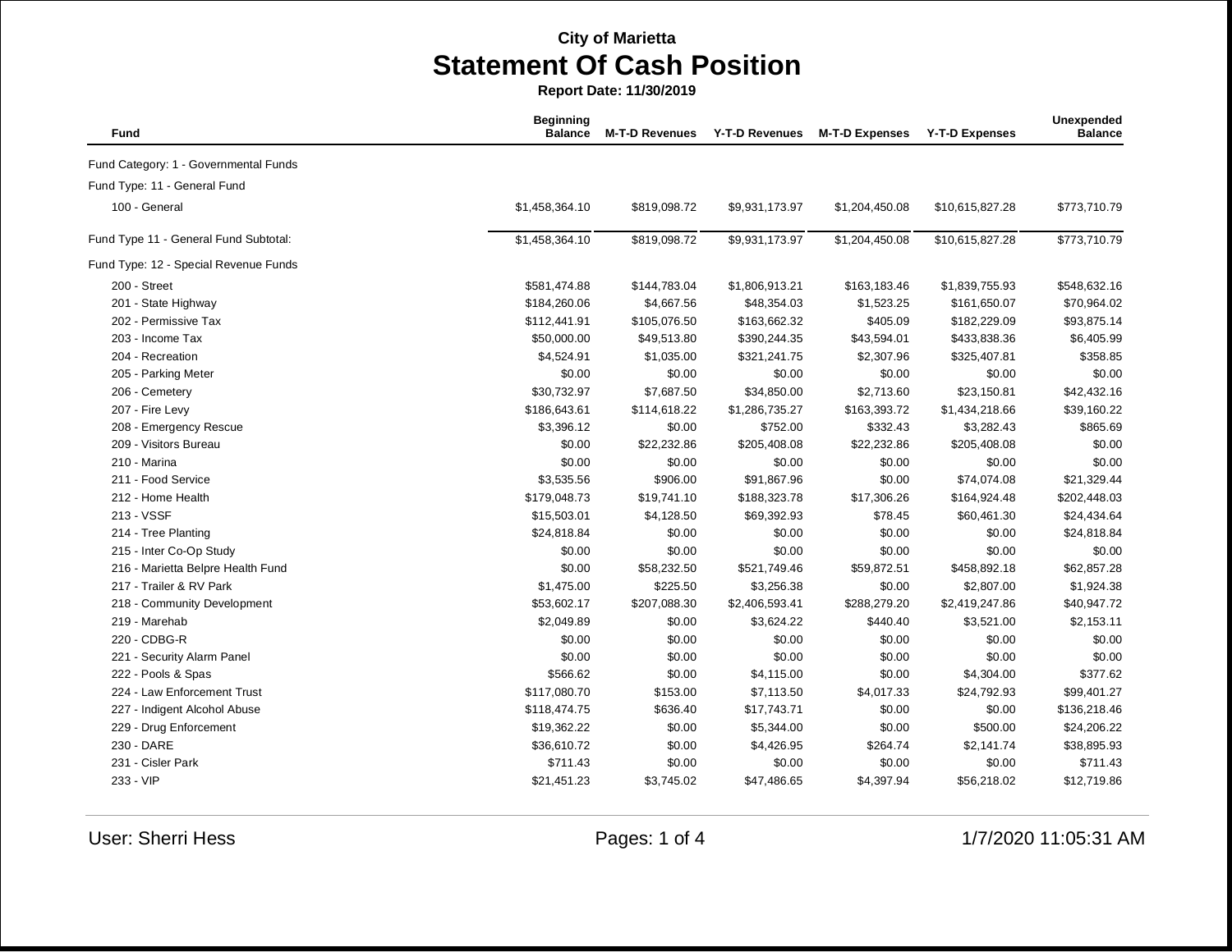**City of Marietta**

# Statement Of Cash Position

**Report Date: 11/30/2019**

| Fund | Beginning Balance | M-T-D Revenues | Y-T-D Revenues | M-T-D Expenses | Y-T-D Expenses | Unexpended Balance |
|---|---|---|---|---|---|---|
| Fund Category: 1 - Governmental Funds | | | | | | |
| Fund Type: 11 - General Fund | | | | | | |
| 100 - General | $1,458,364.10 | $819,098.72 | $9,931,173.97 | $1,204,450.08 | $10,615,827.28 | $773,710.79 |
| Fund Type 11 - General Fund Subtotal: | $1,458,364.10 | $819,098.72 | $9,931,173.97 | $1,204,450.08 | $10,615,827.28 | $773,710.79 |
| Fund Type: 12 - Special Revenue Funds | | | | | | |
| 200 - Street | $581,474.88 | $144,783.04 | $1,806,913.21 | $163,183.46 | $1,839,755.93 | $548,632.16 |
| 201 - State Highway | $184,260.06 | $4,667.56 | $48,354.03 | $1,523.25 | $161,650.07 | $70,964.02 |
| 202 - Permissive Tax | $112,441.91 | $105,076.50 | $163,662.32 | $405.09 | $182,229.09 | $93,875.14 |
| 203 - Income Tax | $50,000.00 | $49,513.80 | $390,244.35 | $43,594.01 | $433,838.36 | $6,405.99 |
| 204 - Recreation | $4,524.91 | $1,035.00 | $321,241.75 | $2,307.96 | $325,407.81 | $358.85 |
| 205 - Parking Meter | $0.00 | $0.00 | $0.00 | $0.00 | $0.00 | $0.00 |
| 206 - Cemetery | $30,732.97 | $7,687.50 | $34,850.00 | $2,713.60 | $23,150.81 | $42,432.16 |
| 207 - Fire Levy | $186,643.61 | $114,618.22 | $1,286,735.27 | $163,393.72 | $1,434,218.66 | $39,160.22 |
| 208 - Emergency Rescue | $3,396.12 | $0.00 | $752.00 | $332.43 | $3,282.43 | $865.69 |
| 209 - Visitors Bureau | $0.00 | $22,232.86 | $205,408.08 | $22,232.86 | $205,408.08 | $0.00 |
| 210 - Marina | $0.00 | $0.00 | $0.00 | $0.00 | $0.00 | $0.00 |
| 211 - Food Service | $3,535.56 | $906.00 | $91,867.96 | $0.00 | $74,074.08 | $21,329.44 |
| 212 - Home Health | $179,048.73 | $19,741.10 | $188,323.78 | $17,306.26 | $164,924.48 | $202,448.03 |
| 213 - VSSF | $15,503.01 | $4,128.50 | $69,392.93 | $78.45 | $60,461.30 | $24,434.64 |
| 214 - Tree Planting | $24,818.84 | $0.00 | $0.00 | $0.00 | $0.00 | $24,818.84 |
| 215 - Inter Co-Op Study | $0.00 | $0.00 | $0.00 | $0.00 | $0.00 | $0.00 |
| 216 - Marietta Belpre Health Fund | $0.00 | $58,232.50 | $521,749.46 | $59,872.51 | $458,892.18 | $62,857.28 |
| 217 - Trailer & RV Park | $1,475.00 | $225.50 | $3,256.38 | $0.00 | $2,807.00 | $1,924.38 |
| 218 - Community Development | $53,602.17 | $207,088.30 | $2,406,593.41 | $288,279.20 | $2,419,247.86 | $40,947.72 |
| 219 - Marehab | $2,049.89 | $0.00 | $3,624.22 | $440.40 | $3,521.00 | $2,153.11 |
| 220 - CDBG-R | $0.00 | $0.00 | $0.00 | $0.00 | $0.00 | $0.00 |
| 221 - Security Alarm Panel | $0.00 | $0.00 | $0.00 | $0.00 | $0.00 | $0.00 |
| 222 - Pools & Spas | $566.62 | $0.00 | $4,115.00 | $0.00 | $4,304.00 | $377.62 |
| 224 - Law Enforcement Trust | $117,080.70 | $153.00 | $7,113.50 | $4,017.33 | $24,792.93 | $99,401.27 |
| 227 - Indigent Alcohol Abuse | $118,474.75 | $636.40 | $17,743.71 | $0.00 | $0.00 | $136,218.46 |
| 229 - Drug Enforcement | $19,362.22 | $0.00 | $5,344.00 | $0.00 | $500.00 | $24,206.22 |
| 230 - DARE | $36,610.72 | $0.00 | $4,426.95 | $264.74 | $2,141.74 | $38,895.93 |
| 231 - Cisler Park | $711.43 | $0.00 | $0.00 | $0.00 | $0.00 | $711.43 |
| 233 - VIP | $21,451.23 | $3,745.02 | $47,486.65 | $4,397.94 | $56,218.02 | $12,719.86 |

User: Sherri Hess

1/7/2020 11:05:31 AM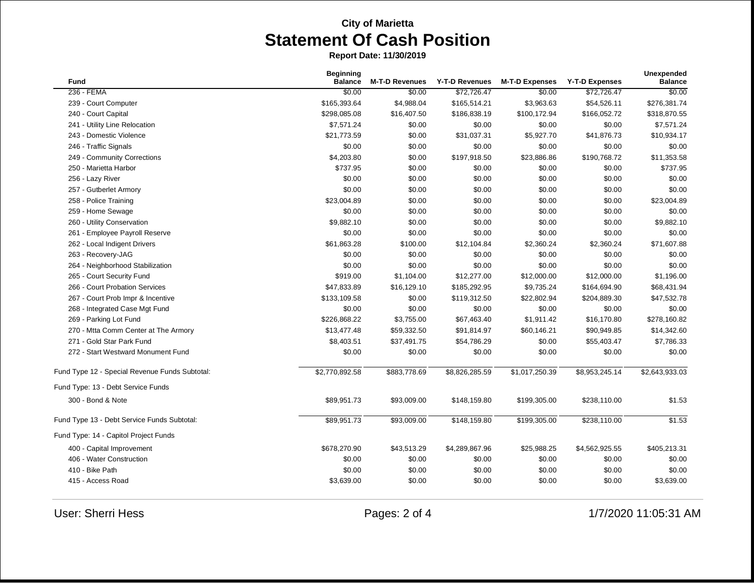**City of Marietta**

# Statement Of Cash Position

**Report Date: 11/30/2019**

| Fund | Beginning Balance | M-T-D Revenues | Y-T-D Revenues | M-T-D Expenses | Y-T-D Expenses | Unexpended Balance |
|---|---|---|---|---|---|---|
| 236 - FEMA | $0.00 | $0.00 | $72,726.47 | $0.00 | $72,726.47 | $0.00 |
| 239 - Court Computer | $165,393.64 | $4,988.04 | $165,514.21 | $3,963.63 | $54,526.11 | $276,381.74 |
| 240 - Court Capital | $298,085.08 | $16,407.50 | $186,838.19 | $100,172.94 | $166,052.72 | $318,870.55 |
| 241 - Utility Line Relocation | $7,571.24 | $0.00 | $0.00 | $0.00 | $0.00 | $7,571.24 |
| 243 - Domestic Violence | $21,773.59 | $0.00 | $31,037.31 | $5,927.70 | $41,876.73 | $10,934.17 |
| 246 - Traffic Signals | $0.00 | $0.00 | $0.00 | $0.00 | $0.00 | $0.00 |
| 249 - Community Corrections | $4,203.80 | $0.00 | $197,918.50 | $23,886.86 | $190,768.72 | $11,353.58 |
| 250 - Marietta Harbor | $737.95 | $0.00 | $0.00 | $0.00 | $0.00 | $737.95 |
| 256 - Lazy River | $0.00 | $0.00 | $0.00 | $0.00 | $0.00 | $0.00 |
| 257 - Gutberlet Armory | $0.00 | $0.00 | $0.00 | $0.00 | $0.00 | $0.00 |
| 258 - Police Training | $23,004.89 | $0.00 | $0.00 | $0.00 | $0.00 | $23,004.89 |
| 259 - Home Sewage | $0.00 | $0.00 | $0.00 | $0.00 | $0.00 | $0.00 |
| 260 - Utility Conservation | $9,882.10 | $0.00 | $0.00 | $0.00 | $0.00 | $9,882.10 |
| 261 - Employee Payroll Reserve | $0.00 | $0.00 | $0.00 | $0.00 | $0.00 | $0.00 |
| 262 - Local Indigent Drivers | $61,863.28 | $100.00 | $12,104.84 | $2,360.24 | $2,360.24 | $71,607.88 |
| 263 - Recovery-JAG | $0.00 | $0.00 | $0.00 | $0.00 | $0.00 | $0.00 |
| 264 - Neighborhood Stabilization | $0.00 | $0.00 | $0.00 | $0.00 | $0.00 | $0.00 |
| 265 - Court Security Fund | $919.00 | $1,104.00 | $12,277.00 | $12,000.00 | $12,000.00 | $1,196.00 |
| 266 - Court Probation Services | $47,833.89 | $16,129.10 | $185,292.95 | $9,735.24 | $164,694.90 | $68,431.94 |
| 267 - Court Prob Impr & Incentive | $133,109.58 | $0.00 | $119,312.50 | $22,802.94 | $204,889.30 | $47,532.78 |
| 268 - Integrated Case Mgt Fund | $0.00 | $0.00 | $0.00 | $0.00 | $0.00 | $0.00 |
| 269 - Parking Lot Fund | $226,868.22 | $3,755.00 | $67,463.40 | $1,911.42 | $16,170.80 | $278,160.82 |
| 270 - Mtta Comm Center at The Armory | $13,477.48 | $59,332.50 | $91,814.97 | $60,146.21 | $90,949.85 | $14,342.60 |
| 271 - Gold Star Park Fund | $8,403.51 | $37,491.75 | $54,786.29 | $0.00 | $55,403.47 | $7,786.33 |
| 272 - Start Westward Monument Fund | $0.00 | $0.00 | $0.00 | $0.00 | $0.00 | $0.00 |
| Fund Type 12 - Special Revenue Funds Subtotal: | $2,770,892.58 | $883,778.69 | $8,826,285.59 | $1,017,250.39 | $8,953,245.14 | $2,643,933.03 |
| Fund Type: 13 - Debt Service Funds | | | | | | |
| 300 - Bond & Note | $89,951.73 | $93,009.00 | $148,159.80 | $199,305.00 | $238,110.00 | $1.53 |
| Fund Type 13 - Debt Service Funds Subtotal: | $89,951.73 | $93,009.00 | $148,159.80 | $199,305.00 | $238,110.00 | $1.53 |
| Fund Type: 14 - Capitol Project Funds | | | | | | |
| 400 - Capital Improvement | $678,270.90 | $43,513.29 | $4,289,867.96 | $25,988.25 | $4,562,925.55 | $405,213.31 |
| 406 - Water Construction | $0.00 | $0.00 | $0.00 | $0.00 | $0.00 | $0.00 |
| 410 - Bike Path | $0.00 | $0.00 | $0.00 | $0.00 | $0.00 | $0.00 |
| 415 - Access Road | $3,639.00 | $0.00 | $0.00 | $0.00 | $0.00 | $3,639.00 |

User: Sherri Hess

1/7/2020 11:05:31 AM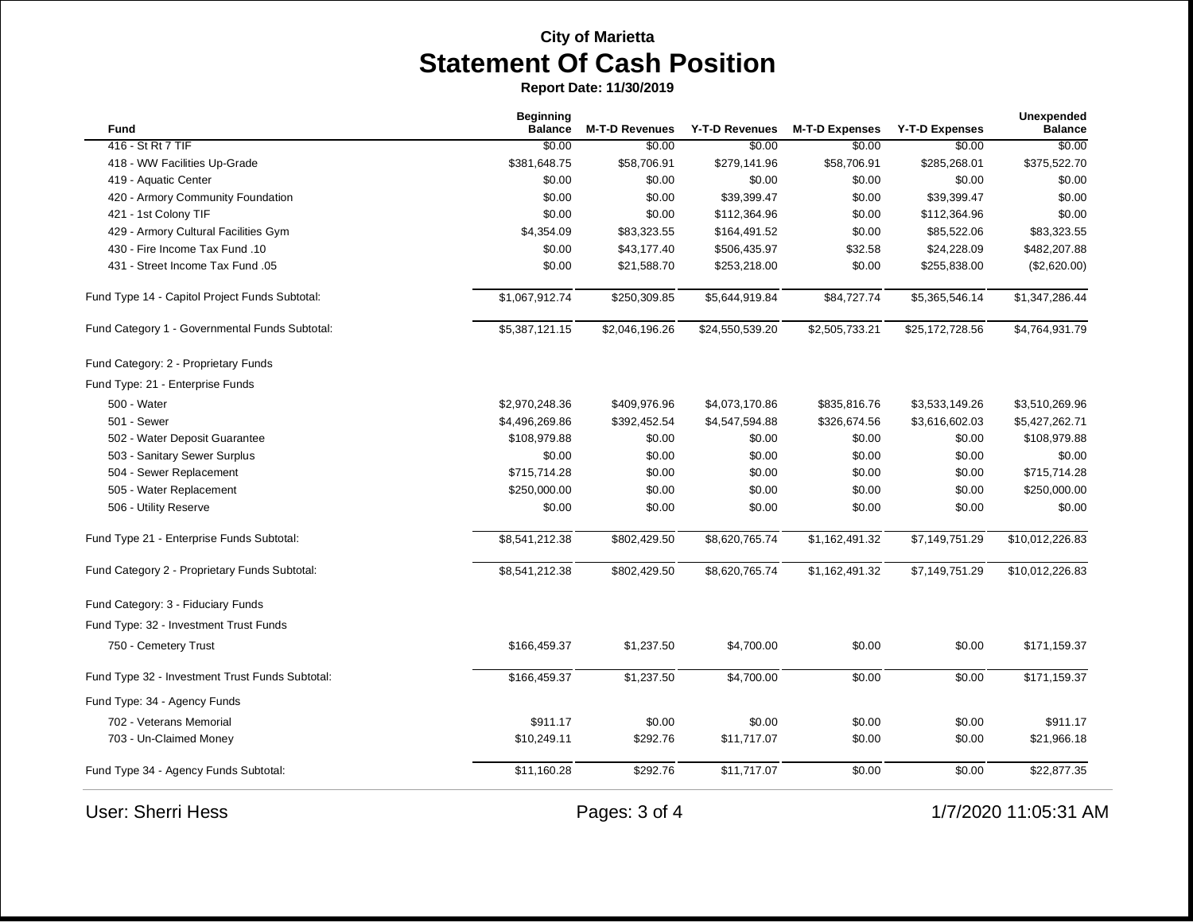**City of Marietta**

# Statement Of Cash Position

**Report Date: 11/30/2019**

| Fund | Beginning Balance | M-T-D Revenues | Y-T-D Revenues | M-T-D Expenses | Y-T-D Expenses | Unexpended Balance |
|---|---|---|---|---|---|---|
| 416 - St Rt 7 TIF | $0.00 | $0.00 | $0.00 | $0.00 | $0.00 | $0.00 |
| 418 - WW Facilities Up-Grade | $381,648.75 | $58,706.91 | $279,141.96 | $58,706.91 | $285,268.01 | $375,522.70 |
| 419 - Aquatic Center | $0.00 | $0.00 | $0.00 | $0.00 | $0.00 | $0.00 |
| 420 - Armory Community Foundation | $0.00 | $0.00 | $39,399.47 | $0.00 | $39,399.47 | $0.00 |
| 421 - 1st Colony TIF | $0.00 | $0.00 | $112,364.96 | $0.00 | $112,364.96 | $0.00 |
| 429 - Armory Cultural Facilities Gym | $4,354.09 | $83,323.55 | $164,491.52 | $0.00 | $85,522.06 | $83,323.55 |
| 430 - Fire Income Tax Fund .10 | $0.00 | $43,177.40 | $506,435.97 | $32.58 | $24,228.09 | $482,207.88 |
| 431 - Street Income Tax Fund .05 | $0.00 | $21,588.70 | $253,218.00 | $0.00 | $255,838.00 | ($2,620.00) |
| Fund Type 14 - Capitol Project Funds Subtotal: | $1,067,912.74 | $250,309.85 | $5,644,919.84 | $84,727.74 | $5,365,546.14 | $1,347,286.44 |
| Fund Category 1 - Governmental Funds Subtotal: | $5,387,121.15 | $2,046,196.26 | $24,550,539.20 | $2,505,733.21 | $25,172,728.56 | $4,764,931.79 |
| Fund Category: 2 - Proprietary Funds | | | | | | |
| Fund Type: 21 - Enterprise Funds | | | | | | |
| 500 - Water | $2,970,248.36 | $409,976.96 | $4,073,170.86 | $835,816.76 | $3,533,149.26 | $3,510,269.96 |
| 501 - Sewer | $4,496,269.86 | $392,452.54 | $4,547,594.88 | $326,674.56 | $3,616,602.03 | $5,427,262.71 |
| 502 - Water Deposit Guarantee | $108,979.88 | $0.00 | $0.00 | $0.00 | $0.00 | $108,979.88 |
| 503 - Sanitary Sewer Surplus | $0.00 | $0.00 | $0.00 | $0.00 | $0.00 | $0.00 |
| 504 - Sewer Replacement | $715,714.28 | $0.00 | $0.00 | $0.00 | $0.00 | $715,714.28 |
| 505 - Water Replacement | $250,000.00 | $0.00 | $0.00 | $0.00 | $0.00 | $250,000.00 |
| 506 - Utility Reserve | $0.00 | $0.00 | $0.00 | $0.00 | $0.00 | $0.00 |
| Fund Type 21 - Enterprise Funds Subtotal: | $8,541,212.38 | $802,429.50 | $8,620,765.74 | $1,162,491.32 | $7,149,751.29 | $10,012,226.83 |
| Fund Category 2 - Proprietary Funds Subtotal: | $8,541,212.38 | $802,429.50 | $8,620,765.74 | $1,162,491.32 | $7,149,751.29 | $10,012,226.83 |
| Fund Category: 3 - Fiduciary Funds | | | | | | |
| Fund Type: 32 - Investment Trust Funds | | | | | | |
| 750 - Cemetery Trust | $166,459.37 | $1,237.50 | $4,700.00 | $0.00 | $0.00 | $171,159.37 |
| Fund Type 32 - Investment Trust Funds Subtotal: | $166,459.37 | $1,237.50 | $4,700.00 | $0.00 | $0.00 | $171,159.37 |
| Fund Type: 34 - Agency Funds | | | | | | |
| 702 - Veterans Memorial | $911.17 | $0.00 | $0.00 | $0.00 | $0.00 | $911.17 |
| 703 - Un-Claimed Money | $10,249.11 | $292.76 | $11,717.07 | $0.00 | $0.00 | $21,966.18 |
| Fund Type 34 - Agency Funds Subtotal: | $11,160.28 | $292.76 | $11,717.07 | $0.00 | $0.00 | $22,877.35 |

User: Sherri Hess

1/7/2020 11:05:31 AM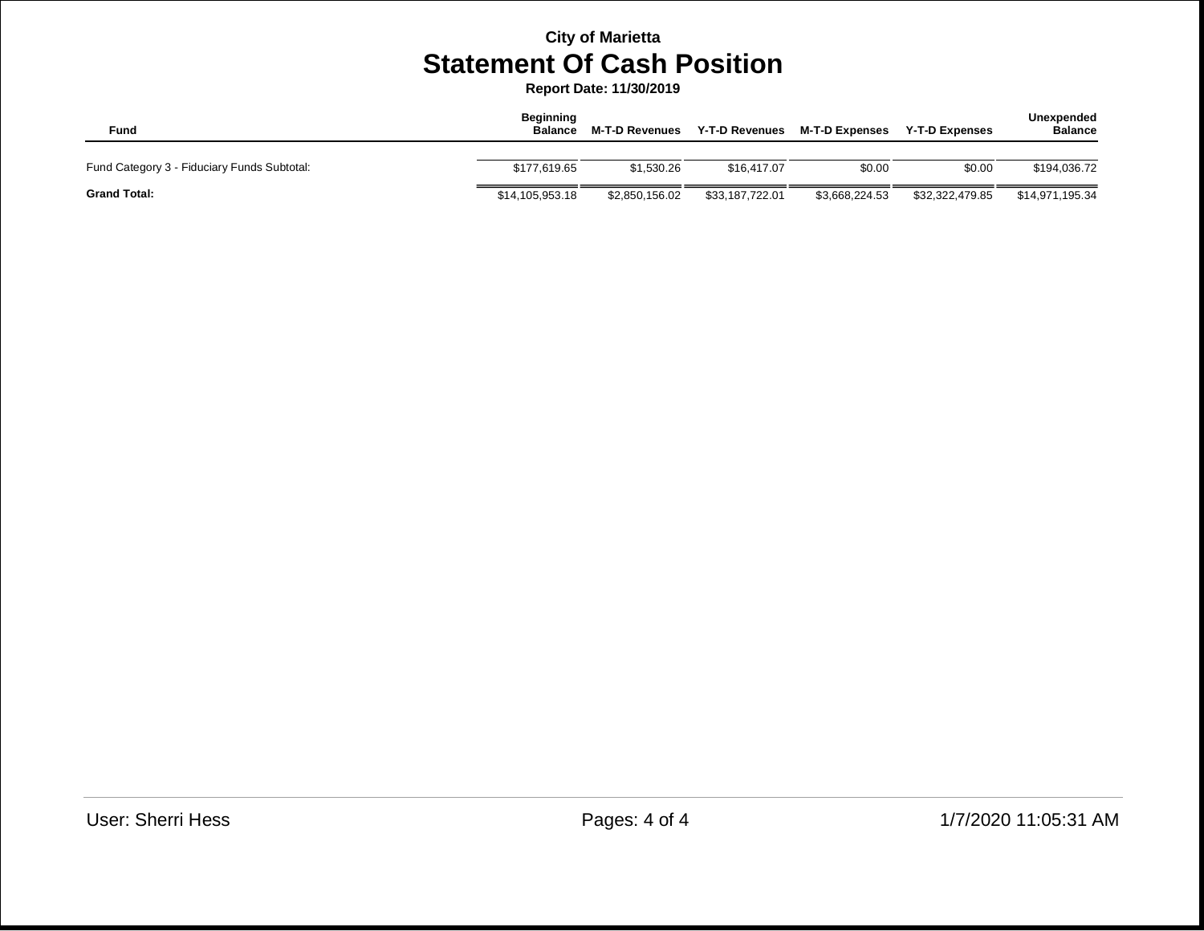City of Marietta

# Statement Of Cash Position

**Report Date: 11/30/2019**

| Fund | Beginning Balance | M-T-D Revenues | Y-T-D Revenues | M-T-D Expenses | Y-T-D Expenses | Unexpended Balance |
|---|---|---|---|---|---|---|
| Fund Category 3 - Fiduciary Funds Subtotal: | $177,619.65 | $1,530.26 | $16,417.07 | $0.00 | $0.00 | $194,036.72 |
| **Grand Total:** | $14,105,953.18 | $2,850,156.02 | $33,187,722.01 | $3,668,224.53 | $32,322,479.85 | $14,971,195.34 |

User: Sherri Hess

1/7/2020 11:05:31 AM